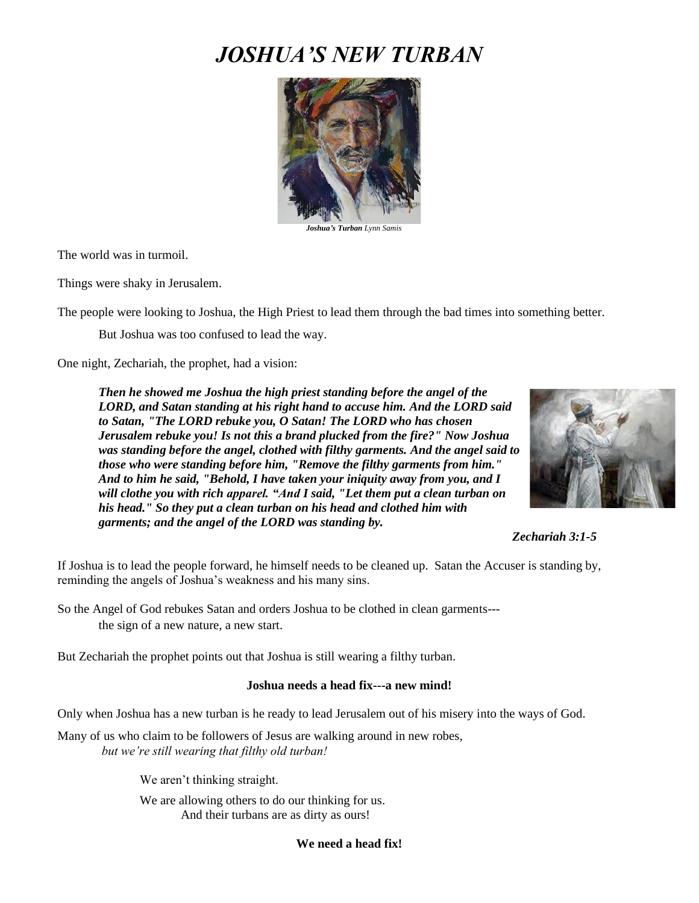# *JOSHUA'S NEW TURBAN*

***Joshua's Turban*** *Lynn Samis*

The world was in turmoil.

Things were shaky in Jerusalem.

The people were looking to Joshua, the High Priest to lead them through the bad times into something better.

But Joshua was too confused to lead the way.

One night, Zechariah, the prophet, had a vision:

> ***Then he showed me Joshua the high priest standing before the angel of the LORD, and Satan standing at his right hand to accuse him. And the LORD said to Satan, "The LORD rebuke you, O Satan! The LORD who has chosen Jerusalem rebuke you! Is not this a brand plucked from the fire?" Now Joshua was standing before the angel, clothed with filthy garments. And the angel said to those who were standing before him, "Remove the filthy garments from him." And to him he said, "Behold, I have taken your iniquity away from you, and I will clothe you with rich apparel. "And I said, "Let them put a clean turban on his head." So they put a clean turban on his head and clothed him with garments; and the angel of the LORD was standing by.***
>
> ***Zechariah 3:1-5***

If Joshua is to lead the people forward, he himself needs to be cleaned up. Satan the Accuser is standing by, reminding the angels of Joshua's weakness and his many sins.

So the Angel of God rebukes Satan and orders Joshua to be clothed in clean garments---
the sign of a new nature, a new start.

But Zechariah the prophet points out that Joshua is still wearing a filthy turban.

**Joshua needs a head fix---a new mind!**

Only when Joshua has a new turban is he ready to lead Jerusalem out of his misery into the ways of God.

Many of us who claim to be followers of Jesus are walking around in new robes,
*but we're still wearing that filthy old turban!*

We aren't thinking straight.

We are allowing others to do our thinking for us.
And their turbans are as dirty as ours!

**We need a head fix!**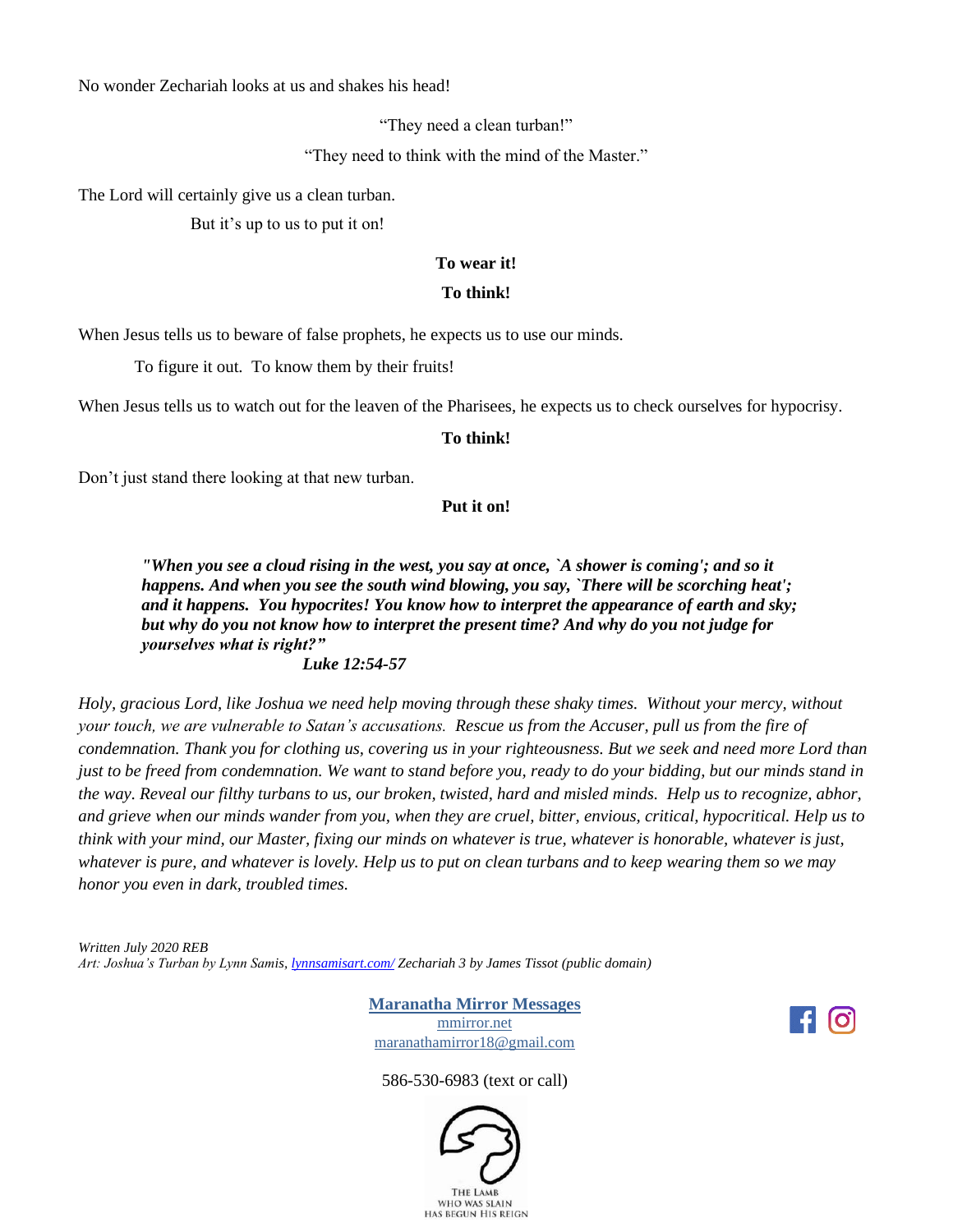No wonder Zechariah looks at us and shakes his head!

"They need a clean turban!"

"They need to think with the mind of the Master."

The Lord will certainly give us a clean turban.

But it's up to us to put it on!

**To wear it!**

**To think!**

When Jesus tells us to beware of false prophets, he expects us to use our minds.

To figure it out. To know them by their fruits!

When Jesus tells us to watch out for the leaven of the Pharisees, he expects us to check ourselves for hypocrisy.

**To think!**

Don't just stand there looking at that new turban.

**Put it on!**

***"When you see a cloud rising in the west, you say at once, `A shower is coming'; and so it happens. And when you see the south wind blowing, you say, `There will be scorching heat'; and it happens. You hypocrites! You know how to interpret the appearance of earth and sky; but why do you not know how to interpret the present time? And why do you not judge for yourselves what is right?"***

***Luke 12:54-57***

*Holy, gracious Lord, like Joshua we need help moving through these shaky times. Without your mercy, without your touch, we are vulnerable to Satan's accusations. Rescue us from the Accuser, pull us from the fire of condemnation. Thank you for clothing us, covering us in your righteousness. But we seek and need more Lord than just to be freed from condemnation. We want to stand before you, ready to do your bidding, but our minds stand in the way. Reveal our filthy turbans to us, our broken, twisted, hard and misled minds. Help us to recognize, abhor, and grieve when our minds wander from you, when they are cruel, bitter, envious, critical, hypocritical. Help us to think with your mind, our Master, fixing our minds on whatever is true, whatever is honorable, whatever is just, whatever is pure, and whatever is lovely. Help us to put on clean turbans and to keep wearing them so we may honor you even in dark, troubled times.*

*Written July 2020 REB*
*Art: Joshua's Turban by Lynn Samis, lynnsamisart.com/ Zechariah 3 by James Tissot (public domain)*

**Maranatha Mirror Messages**
mmirror.net
maranathamirror18@gmail.com

586-530-6983 (text or call)

THE LAMB WHO WAS SLAIN HAS BEGUN HIS REIGN